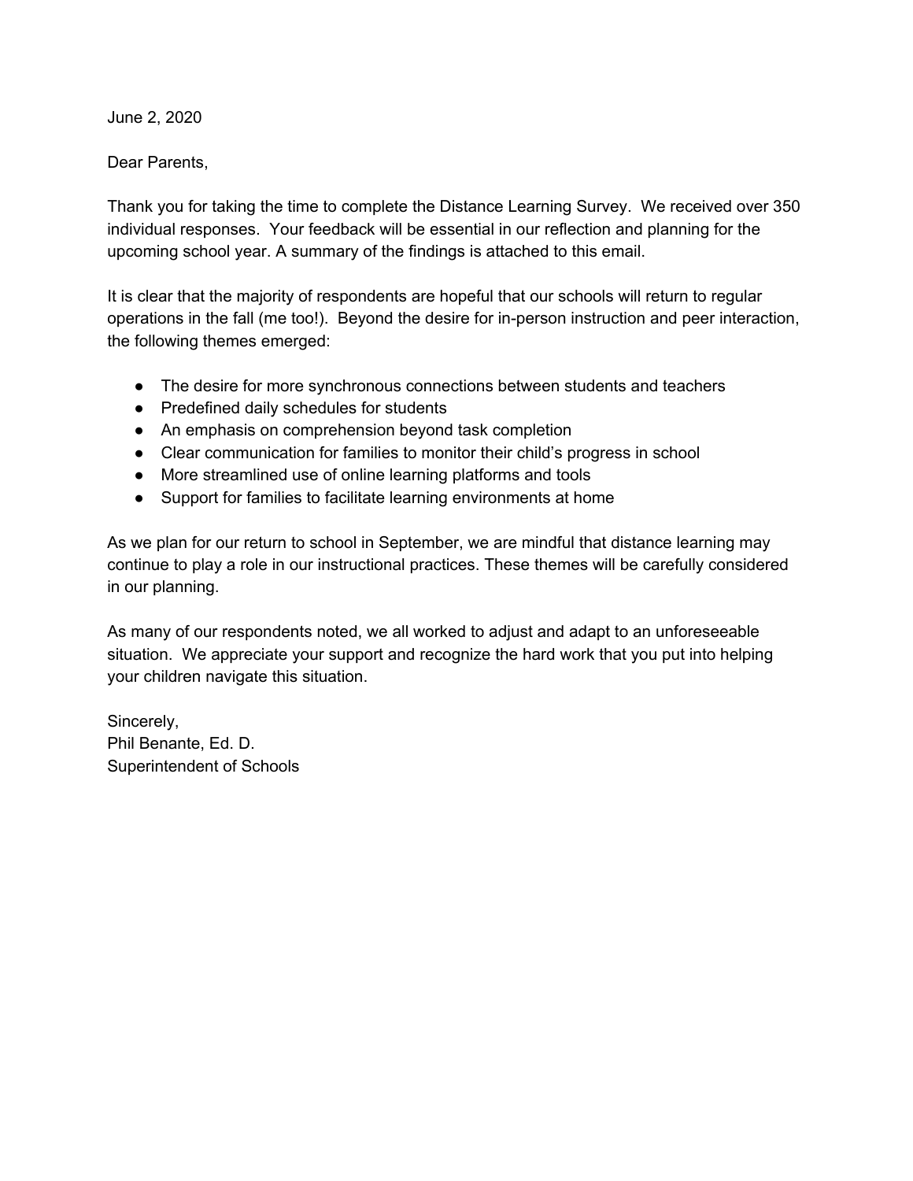June 2, 2020

Dear Parents,

Thank you for taking the time to complete the Distance Learning Survey. We received over 350 individual responses. Your feedback will be essential in our reflection and planning for the upcoming school year. A summary of the findings is attached to this email.

It is clear that the majority of respondents are hopeful that our schools will return to regular operations in the fall (me too!). Beyond the desire for in-person instruction and peer interaction, the following themes emerged:

- The desire for more synchronous connections between students and teachers
- Predefined daily schedules for students
- An emphasis on comprehension beyond task completion
- Clear communication for families to monitor their child's progress in school
- More streamlined use of online learning platforms and tools
- Support for families to facilitate learning environments at home

As we plan for our return to school in September, we are mindful that distance learning may continue to play a role in our instructional practices. These themes will be carefully considered in our planning.

As many of our respondents noted, we all worked to adjust and adapt to an unforeseeable situation. We appreciate your support and recognize the hard work that you put into helping your children navigate this situation.

Sincerely,
Phil Benante, Ed. D.
Superintendent of Schools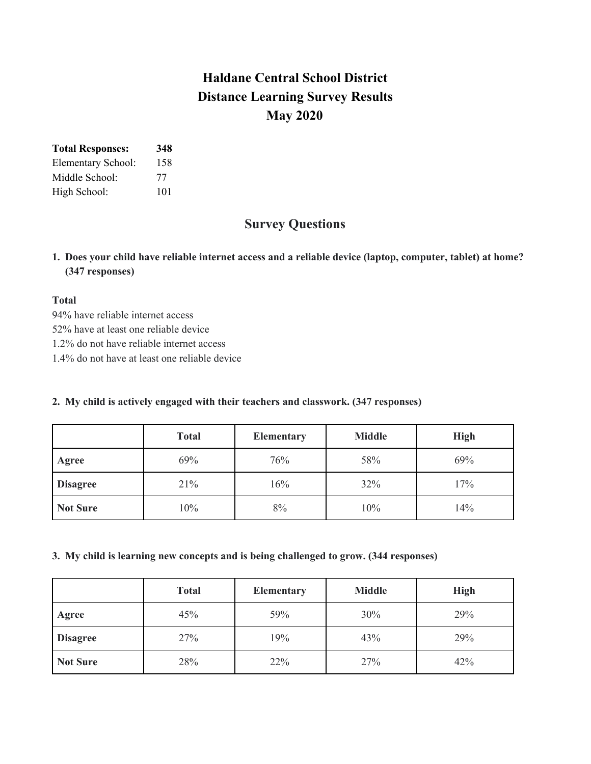# Haldane Central School District
# Distance Learning Survey Results
# May 2020

**Total Responses:** **348**
Elementary School: 158
Middle School: 77
High School: 101

## Survey Questions

1. **Does your child have reliable internet access and a reliable device (laptop, computer, tablet) at home? (347 responses)**

**Total**
94% have reliable internet access
52% have at least one reliable device
1.2% do not have reliable internet access
1.4% do not have at least one reliable device

2. **My child is actively engaged with their teachers and classwork. (347 responses)**

| | Total | Elementary | Middle | High |
|---|---|---|---|---|
| **Agree** | 69% | 76% | 58% | 69% |
| **Disagree** | 21% | 16% | 32% | 17% |
| **Not Sure** | 10% | 8% | 10% | 14% |

3. **My child is learning new concepts and is being challenged to grow. (344 responses)**

| | Total | Elementary | Middle | High |
|---|---|---|---|---|
| **Agree** | 45% | 59% | 30% | 29% |
| **Disagree** | 27% | 19% | 43% | 29% |
| **Not Sure** | 28% | 22% | 27% | 42% |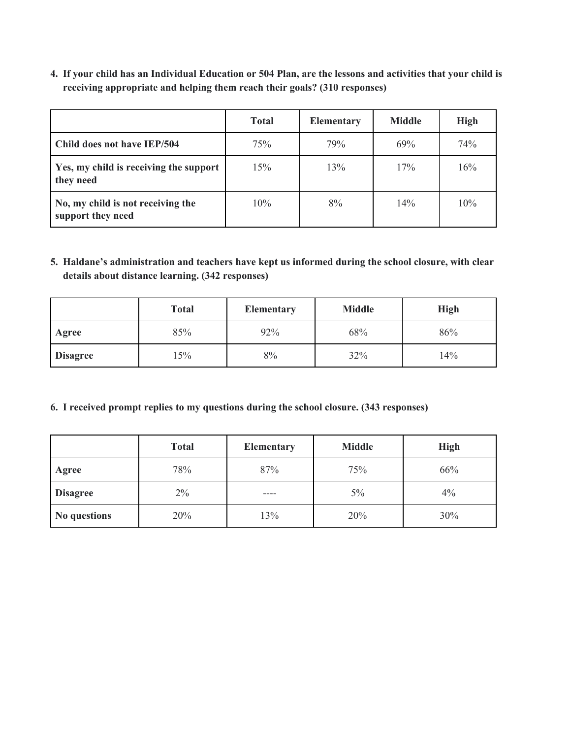**4. If your child has an Individual Education or 504 Plan, are the lessons and activities that your child is receiving appropriate and helping them reach their goals? (310 responses)**

| | Total | Elementary | Middle | High |
|---|---|---|---|---|
| **Child does not have IEP/504** | 75% | 79% | 69% | 74% |
| **Yes, my child is receiving the support they need** | 15% | 13% | 17% | 16% |
| **No, my child is not receiving the support they need** | 10% | 8% | 14% | 10% |

**5. Haldane's administration and teachers have kept us informed during the school closure, with clear details about distance learning. (342 responses)**

| | Total | Elementary | Middle | High |
|---|---|---|---|---|
| **Agree** | 85% | 92% | 68% | 86% |
| **Disagree** | 15% | 8% | 32% | 14% |

**6. I received prompt replies to my questions during the school closure. (343 responses)**

| | Total | Elementary | Middle | High |
|---|---|---|---|---|
| **Agree** | 78% | 87% | 75% | 66% |
| **Disagree** | 2% | ---- | 5% | 4% |
| **No questions** | 20% | 13% | 20% | 30% |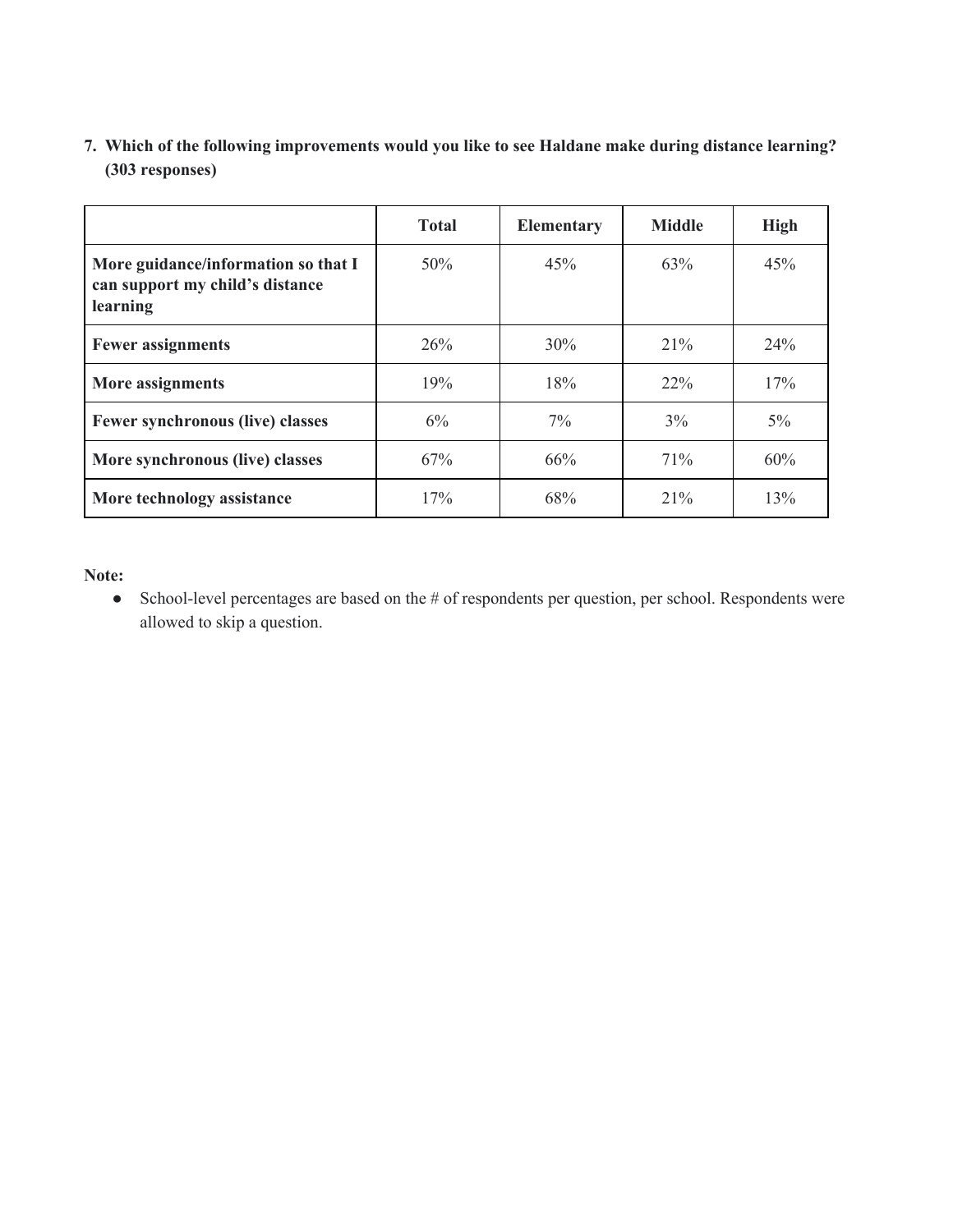**7. Which of the following improvements would you like to see Haldane make during distance learning? (303 responses)**

| | Total | Elementary | Middle | High |
|---|---|---|---|---|
| **More guidance/information so that I can support my child's distance learning** | 50% | 45% | 63% | 45% |
| **Fewer assignments** | 26% | 30% | 21% | 24% |
| **More assignments** | 19% | 18% | 22% | 17% |
| **Fewer synchronous (live) classes** | 6% | 7% | 3% | 5% |
| **More synchronous (live) classes** | 67% | 66% | 71% | 60% |
| **More technology assistance** | 17% | 68% | 21% | 13% |

**Note:**

- School-level percentages are based on the # of respondents per question, per school. Respondents were allowed to skip a question.